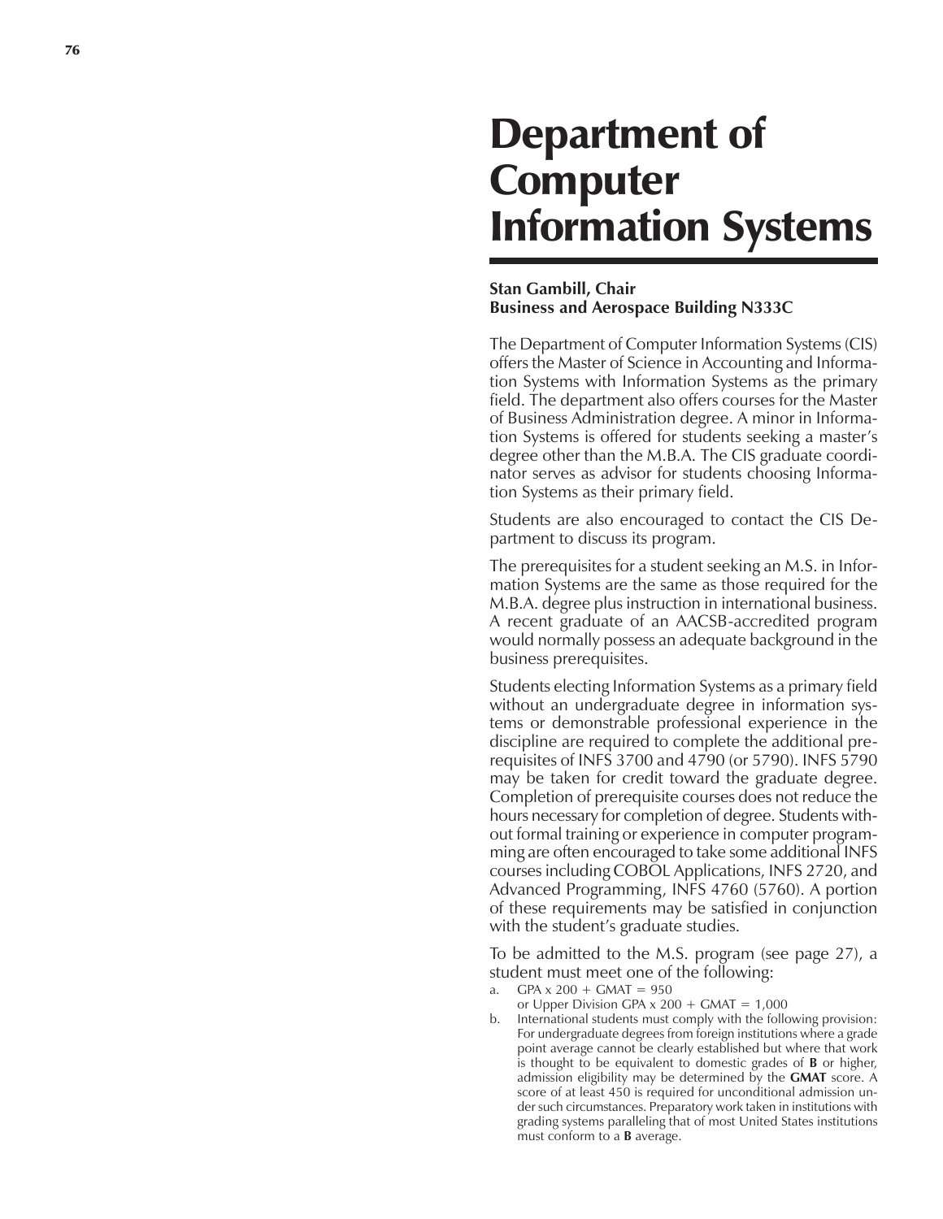# Department of Computer Information Systems

**Stan Gambill, Chair**
**Business and Aerospace Building N333C**

The Department of Computer Information Systems (CIS) offers the Master of Science in Accounting and Information Systems with Information Systems as the primary field. The department also offers courses for the Master of Business Administration degree. A minor in Information Systems is offered for students seeking a master's degree other than the M.B.A. The CIS graduate coordinator serves as advisor for students choosing Information Systems as their primary field.

Students are also encouraged to contact the CIS Department to discuss its program.

The prerequisites for a student seeking an M.S. in Information Systems are the same as those required for the M.B.A. degree plus instruction in international business. A recent graduate of an AACSB-accredited program would normally possess an adequate background in the business prerequisites.

Students electing Information Systems as a primary field without an undergraduate degree in information systems or demonstrable professional experience in the discipline are required to complete the additional prerequisites of INFS 3700 and 4790 (or 5790). INFS 5790 may be taken for credit toward the graduate degree. Completion of prerequisite courses does not reduce the hours necessary for completion of degree. Students without formal training or experience in computer programming are often encouraged to take some additional INFS courses including COBOL Applications, INFS 2720, and Advanced Programming, INFS 4760 (5760). A portion of these requirements may be satisfied in conjunction with the student's graduate studies.

To be admitted to the M.S. program (see page 27), a student must meet one of the following:

a. GPA x 200 + GMAT = 950
   or Upper Division GPA x 200 + GMAT = 1,000
b. International students must comply with the following provision: For undergraduate degrees from foreign institutions where a grade point average cannot be clearly established but where that work is thought to be equivalent to domestic grades of **B** or higher, admission eligibility may be determined by the **GMAT** score. A score of at least 450 is required for unconditional admission under such circumstances. Preparatory work taken in institutions with grading systems paralleling that of most United States institutions must conform to a **B** average.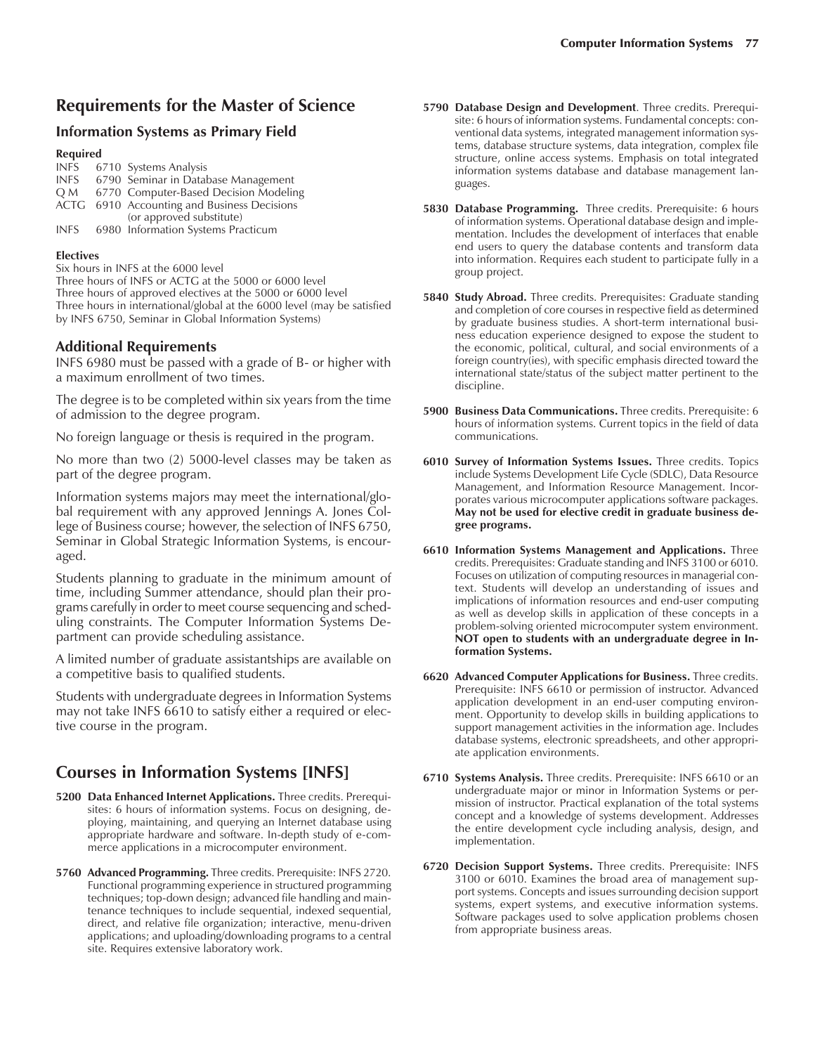## Requirements for the Master of Science

### Information Systems as Primary Field

**Required**

| | | |
|---|---|---|
| INFS | 6710 | Systems Analysis |
| INFS | 6790 | Seminar in Database Management |
| Q M | 6770 | Computer-Based Decision Modeling |
| ACTG | 6910 | Accounting and Business Decisions (or approved substitute) |
| INFS | 6980 | Information Systems Practicum |

**Electives**

Six hours in INFS at the 6000 level
Three hours of INFS or ACTG at the 5000 or 6000 level
Three hours of approved electives at the 5000 or 6000 level
Three hours in international/global at the 6000 level (may be satisfied by INFS 6750, Seminar in Global Information Systems)

### Additional Requirements

INFS 6980 must be passed with a grade of B- or higher with a maximum enrollment of two times.

The degree is to be completed within six years from the time of admission to the degree program.

No foreign language or thesis is required in the program.

No more than two (2) 5000-level classes may be taken as part of the degree program.

Information systems majors may meet the international/global requirement with any approved Jennings A. Jones College of Business course; however, the selection of INFS 6750, Seminar in Global Strategic Information Systems, is encouraged.

Students planning to graduate in the minimum amount of time, including Summer attendance, should plan their programs carefully in order to meet course sequencing and scheduling constraints. The Computer Information Systems Department can provide scheduling assistance.

A limited number of graduate assistantships are available on a competitive basis to qualified students.

Students with undergraduate degrees in Information Systems may not take INFS 6610 to satisfy either a required or elective course in the program.

## Courses in Information Systems [INFS]

**5200 Data Enhanced Internet Applications.** Three credits. Prerequisites: 6 hours of information systems. Focus on designing, deploying, maintaining, and querying an Internet database using appropriate hardware and software. In-depth study of e-commerce applications in a microcomputer environment.

**5760 Advanced Programming.** Three credits. Prerequisite: INFS 2720. Functional programming experience in structured programming techniques; top-down design; advanced file handling and maintenance techniques to include sequential, indexed sequential, direct, and relative file organization; interactive, menu-driven applications; and uploading/downloading programs to a central site. Requires extensive laboratory work.

**5790 Database Design and Development**. Three credits. Prerequisite: 6 hours of information systems. Fundamental concepts: conventional data systems, integrated management information systems, database structure systems, data integration, complex file structure, online access systems. Emphasis on total integrated information systems database and database management languages.

**5830 Database Programming.** Three credits. Prerequisite: 6 hours of information systems. Operational database design and implementation. Includes the development of interfaces that enable end users to query the database contents and transform data into information. Requires each student to participate fully in a group project.

**5840 Study Abroad.** Three credits. Prerequisites: Graduate standing and completion of core courses in respective field as determined by graduate business studies. A short-term international business education experience designed to expose the student to the economic, political, cultural, and social environments of a foreign country(ies), with specific emphasis directed toward the international state/status of the subject matter pertinent to the discipline.

**5900 Business Data Communications.** Three credits. Prerequisite: 6 hours of information systems. Current topics in the field of data communications.

**6010 Survey of Information Systems Issues.** Three credits. Topics include Systems Development Life Cycle (SDLC), Data Resource Management, and Information Resource Management. Incorporates various microcomputer applications software packages. **May not be used for elective credit in graduate business degree programs.**

**6610 Information Systems Management and Applications.** Three credits. Prerequisites: Graduate standing and INFS 3100 or 6010. Focuses on utilization of computing resources in managerial context. Students will develop an understanding of issues and implications of information resources and end-user computing as well as develop skills in application of these concepts in a problem-solving oriented microcomputer system environment. **NOT open to students with an undergraduate degree in Information Systems.**

**6620 Advanced Computer Applications for Business.** Three credits. Prerequisite: INFS 6610 or permission of instructor. Advanced application development in an end-user computing environment. Opportunity to develop skills in building applications to support management activities in the information age. Includes database systems, electronic spreadsheets, and other appropriate application environments.

**6710 Systems Analysis.** Three credits. Prerequisite: INFS 6610 or an undergraduate major or minor in Information Systems or permission of instructor. Practical explanation of the total systems concept and a knowledge of systems development. Addresses the entire development cycle including analysis, design, and implementation.

**6720 Decision Support Systems.** Three credits. Prerequisite: INFS 3100 or 6010. Examines the broad area of management support systems. Concepts and issues surrounding decision support systems, expert systems, and executive information systems. Software packages used to solve application problems chosen from appropriate business areas.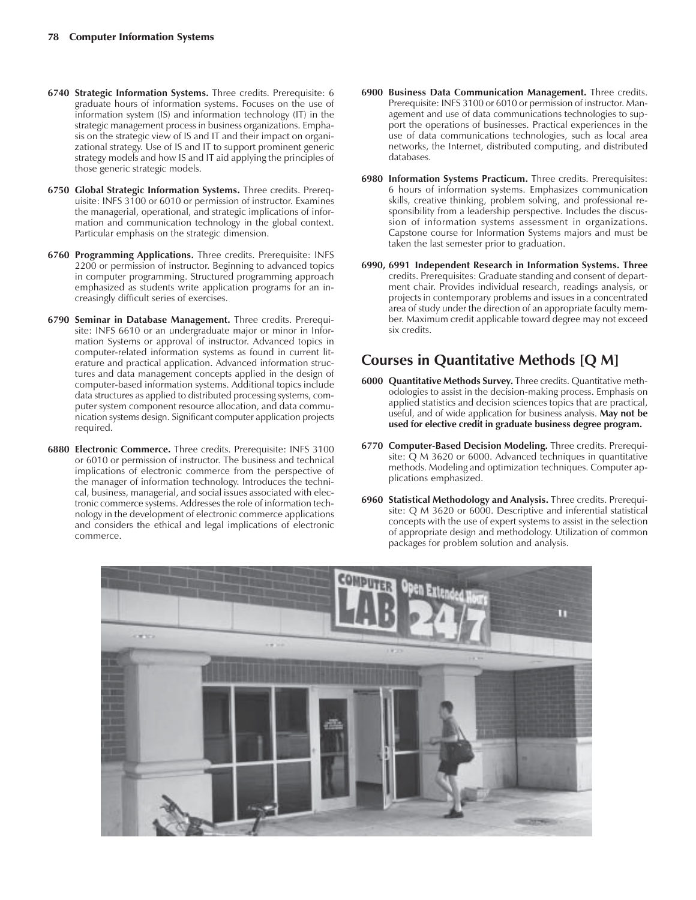**6740 Strategic Information Systems.** Three credits. Prerequisite: 6 graduate hours of information systems. Focuses on the use of information system (IS) and information technology (IT) in the strategic management process in business organizations. Emphasis on the strategic view of IS and IT and their impact on organizational strategy. Use of IS and IT to support prominent generic strategy models and how IS and IT aid applying the principles of those generic strategic models.

**6750 Global Strategic Information Systems.** Three credits. Prerequisite: INFS 3100 or 6010 or permission of instructor. Examines the managerial, operational, and strategic implications of information and communication technology in the global context. Particular emphasis on the strategic dimension.

**6760 Programming Applications.** Three credits. Prerequisite: INFS 2200 or permission of instructor. Beginning to advanced topics in computer programming. Structured programming approach emphasized as students write application programs for an increasingly difficult series of exercises.

**6790 Seminar in Database Management.** Three credits. Prerequisite: INFS 6610 or an undergraduate major or minor in Information Systems or approval of instructor. Advanced topics in computer-related information systems as found in current literature and practical application. Advanced information structures and data management concepts applied in the design of computer-based information systems. Additional topics include data structures as applied to distributed processing systems, computer system component resource allocation, and data communication systems design. Significant computer application projects required.

**6880 Electronic Commerce.** Three credits. Prerequisite: INFS 3100 or 6010 or permission of instructor. The business and technical implications of electronic commerce from the perspective of the manager of information technology. Introduces the technical, business, managerial, and social issues associated with electronic commerce systems. Addresses the role of information technology in the development of electronic commerce applications and considers the ethical and legal implications of electronic commerce.

**6900 Business Data Communication Management.** Three credits. Prerequisite: INFS 3100 or 6010 or permission of instructor. Management and use of data communications technologies to support the operations of businesses. Practical experiences in the use of data communications technologies, such as local area networks, the Internet, distributed computing, and distributed databases.

**6980 Information Systems Practicum.** Three credits. Prerequisites: 6 hours of information systems. Emphasizes communication skills, creative thinking, problem solving, and professional responsibility from a leadership perspective. Includes the discussion of information systems assessment in organizations. Capstone course for Information Systems majors and must be taken the last semester prior to graduation.

**6990, 6991 Independent Research in Information Systems. Three** credits. Prerequisites: Graduate standing and consent of department chair. Provides individual research, readings analysis, or projects in contemporary problems and issues in a concentrated area of study under the direction of an appropriate faculty member. Maximum credit applicable toward degree may not exceed six credits.

## Courses in Quantitative Methods [Q M]

**6000 Quantitative Methods Survey.** Three credits. Quantitative methodologies to assist in the decision-making process. Emphasis on applied statistics and decision sciences topics that are practical, useful, and of wide application for business analysis. **May not be used for elective credit in graduate business degree program.**

**6770 Computer-Based Decision Modeling.** Three credits. Prerequisite: Q M 3620 or 6000. Advanced techniques in quantitative methods. Modeling and optimization techniques. Computer applications emphasized.

**6960 Statistical Methodology and Analysis.** Three credits. Prerequisite: Q M 3620 or 6000. Descriptive and inferential statistical concepts with the use of expert systems to assist in the selection of appropriate design and methodology. Utilization of common packages for problem solution and analysis.